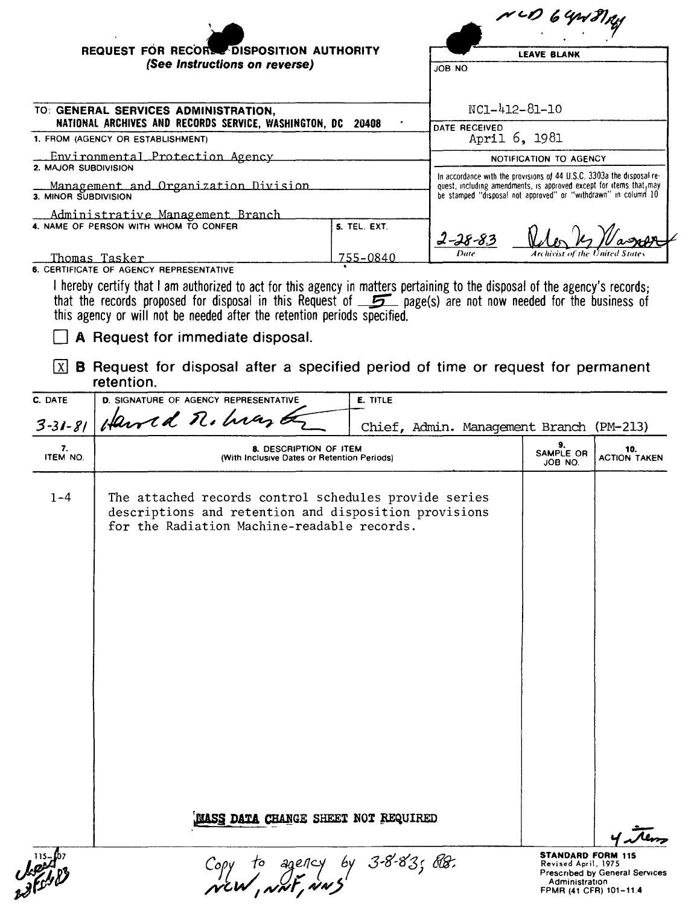NCD 6 Apr 81 Kf

**REQUEST FOR RECORDS DISPOSITION AUTHORITY**
*(See Instructions on reverse)*

| LEAVE BLANK |
|---|
| JOB NO |
| NC1-412-81-10 |
| DATE RECEIVED: April 6, 1981 |
| NOTIFICATION TO AGENCY |
| In accordance with the provisions of 44 U.S.C. 3303a the disposal request, including amendments, is approved except for items that may be stamped "disposal not approved" or "withdrawn" in column 10 |
| 2-28-83 (Date) — Peter K. Wagner (Archivist of the United States) |

TO: **GENERAL SERVICES ADMINISTRATION, NATIONAL ARCHIVES AND RECORDS SERVICE, WASHINGTON, DC 20408**

1. FROM (AGENCY OR ESTABLISHMENT): Environmental Protection Agency
2. MAJOR SUBDIVISION: Management and Organization Division
3. MINOR SUBDIVISION: Administrative Management Branch
4. NAME OF PERSON WITH WHOM TO CONFER: Thomas Tasker
5. TEL. EXT.: 755-0840

6. CERTIFICATE OF AGENCY REPRESENTATIVE

I hereby certify that I am authorized to act for this agency in matters pertaining to the disposal of the agency's records; that the records proposed for disposal in this Request of 5 page(s) are not now needed for the business of this agency or will not be needed after the retention periods specified.

☐ **A** Request for immediate disposal.

☒ **B** Request for disposal after a specified period of time or request for permanent retention.

| C. DATE | D. SIGNATURE OF AGENCY REPRESENTATIVE | E. TITLE |
|---|---|---|
| 3-31-81 | Harold R. Wasby | Chief, Admin. Management Branch (PM-213) |

| 7. ITEM NO. | 8. DESCRIPTION OF ITEM (With Inclusive Dates or Retention Periods) | 9. SAMPLE OR JOB NO. | 10. ACTION TAKEN |
|---|---|---|---|
| 1-4 | The attached records control schedules provide series descriptions and retention and disposition provisions for the Radiation Machine-readable records. | | |
| | MASS DATA CHANGE SHEET NOT REQUIRED | | 4 items |

115-107

Copy to agency by 3-8-83; BB. NCW, NNF, NNS

**STANDARD FORM 115**
Revised April, 1975
Prescribed by General Services Administration
FPMR (41 CFR) 101-11.4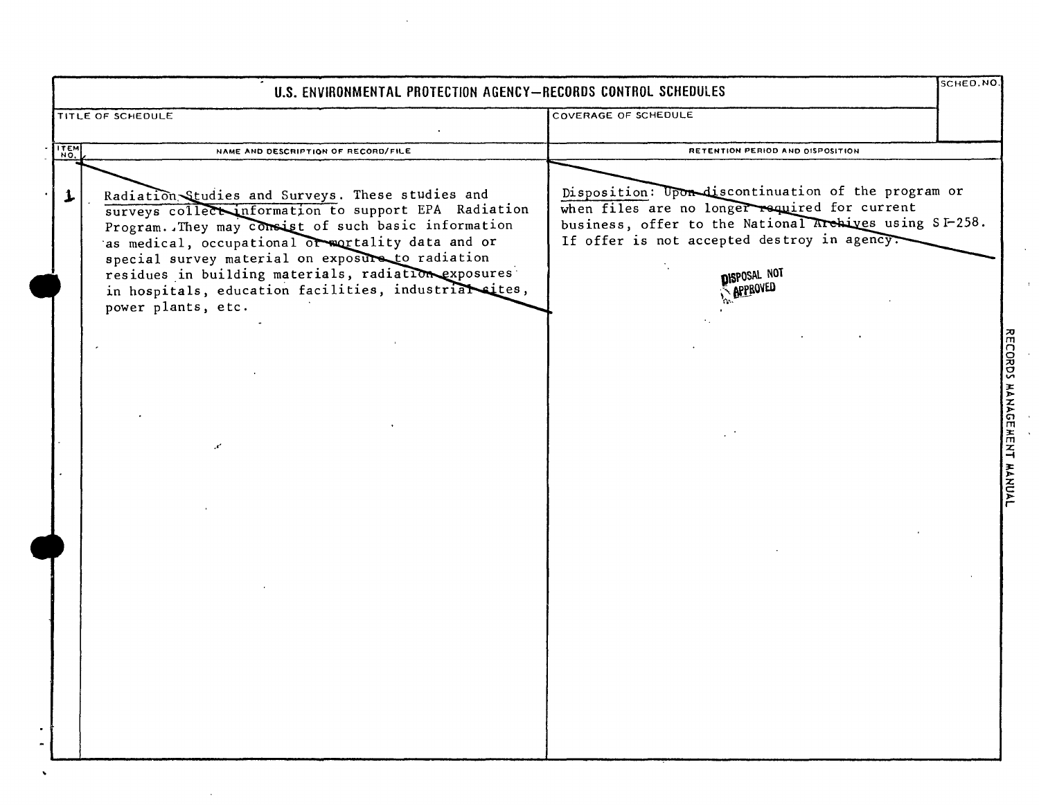# U.S. ENVIRONMENTAL PROTECTION AGENCY—RECORDS CONTROL SCHEDULES

| TITLE OF SCHEDULE | COVERAGE OF SCHEDULE | SCHED. NO. |
| --- | --- | --- |
| | | |

| ITEM NO. | NAME AND DESCRIPTION OF RECORD/FILE | RETENTION PERIOD AND DISPOSITION |
| --- | --- | --- |
| 1 | Radiation Studies and Surveys. These studies and surveys collect information to support EPA Radiation Program. They may consist of such basic information as medical, occupational or mortality data and or special survey material on exposure to radiation residues in building materials, radiation exposures in hospitals, education facilities, industrial sites, power plants, etc. | Disposition: Upon discontinuation of the program or when files are no longer required for current business, offer to the National Archives using SF-258. If offer is not accepted destroy in agency.<br><br>DISPOSAL NOT APPROVED |

RECORDS MANAGEMENT MANUAL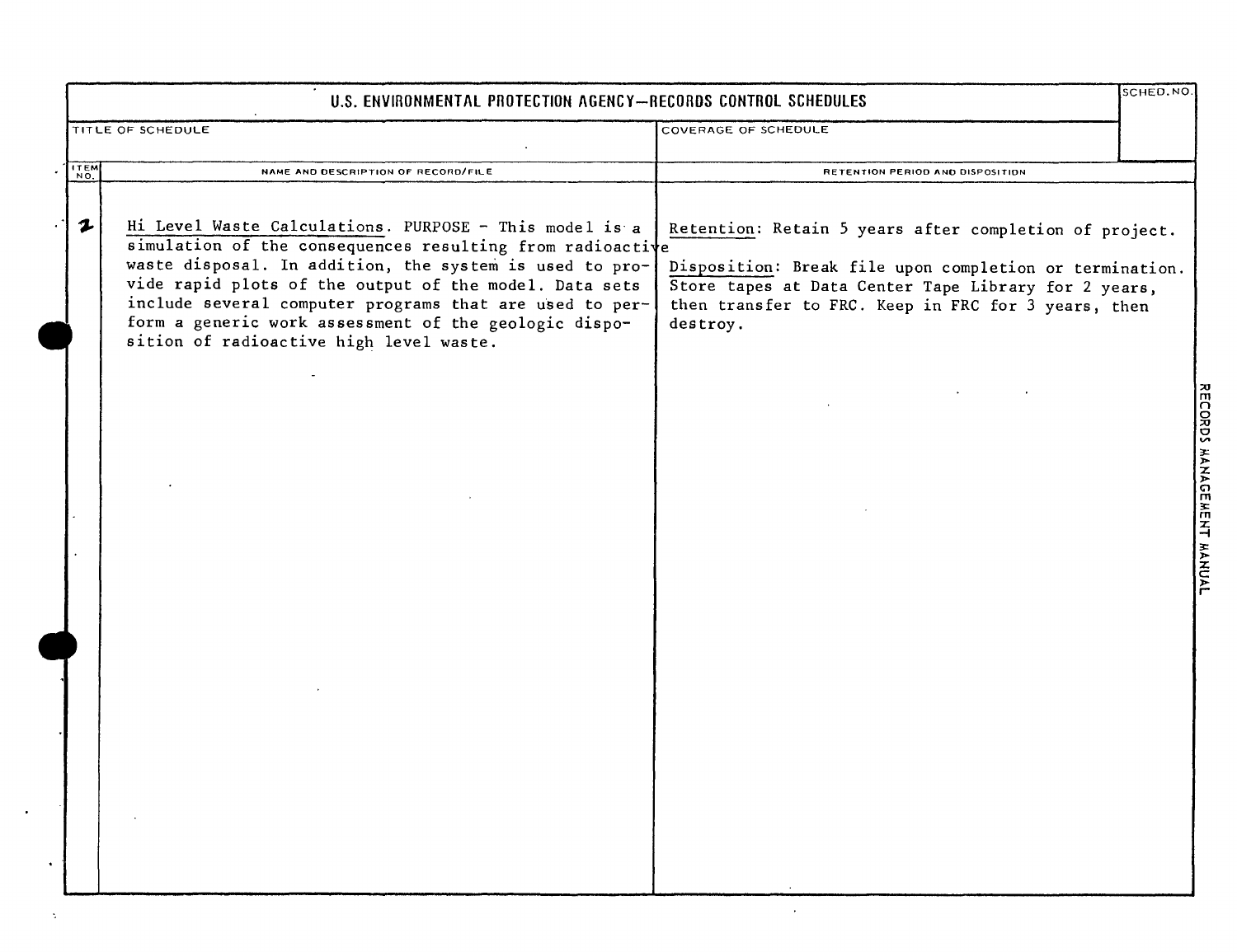# U.S. ENVIRONMENTAL PROTECTION AGENCY—RECORDS CONTROL SCHEDULES

| TITLE OF SCHEDULE | COVERAGE OF SCHEDULE | SCHED. NO. |
| --- | --- | --- |
| | | |

| ITEM NO. | NAME AND DESCRIPTION OF RECORD/FILE | RETENTION PERIOD AND DISPOSITION |
| --- | --- | --- |
| 2 | Hi Level Waste Calculations. PURPOSE - This model is a simulation of the consequences resulting from radioactive waste disposal. In addition, the system is used to provide rapid plots of the output of the model. Data sets include several computer programs that are used to perform a generic work assessment of the geologic disposition of radioactive high level waste. | Retention: Retain 5 years after completion of project.<br><br>Disposition: Break file upon completion or termination. Store tapes at Data Center Tape Library for 2 years, then transfer to FRC. Keep in FRC for 3 years, then destroy. |

RECORDS MANAGEMENT MANUAL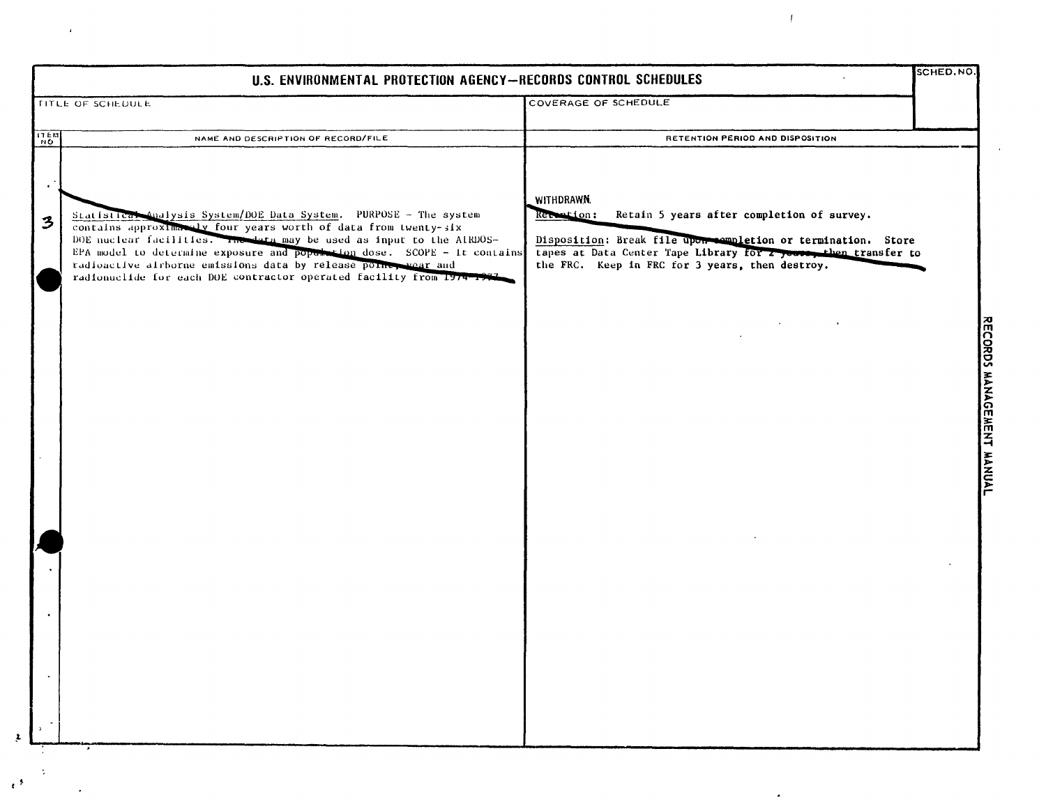# U.S. ENVIRONMENTAL PROTECTION AGENCY—RECORDS CONTROL SCHEDULES

| TITLE OF SCHEDULE | COVERAGE OF SCHEDULE | SCHED. NO. |
|---|---|---|
| | | |

| ITEM NO | NAME AND DESCRIPTION OF RECORD/FILE | RETENTION PERIOD AND DISPOSITION |
|---|---|---|
| 3 | Statistical Analysis System/DOE Data System. PURPOSE - The system contains approximately four years worth of data from twenty-six DOE nuclear facilities. The data may be used as input to the AIRDOS-EPA model to determine exposure and population dose. SCOPE - It contains radioactive airborne emissions data by release point, year and radionuclide for each DOE contractor operated facility from 1974-1977. | WITHDRAWN.<br>Retention: Retain 5 years after completion of survey.<br><br>Disposition: Break file upon completion or termination. Store tapes at Data Center Tape Library for 2 years, then transfer to the FRC. Keep in FRC for 3 years, then destroy. |

RECORDS MANAGEMENT MANUAL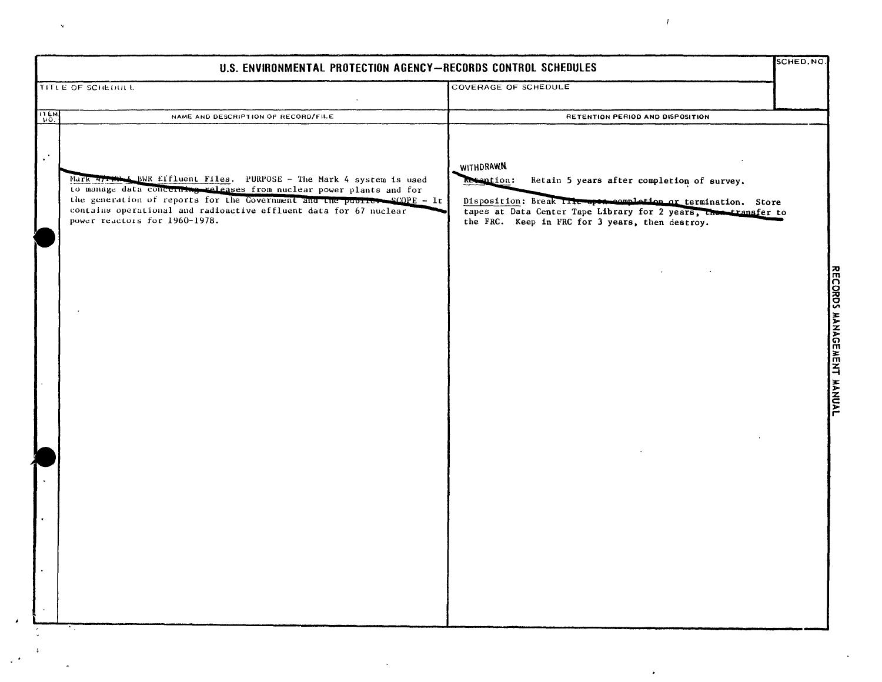# U.S. ENVIRONMENTAL PROTECTION AGENCY—RECORDS CONTROL SCHEDULES

| TITLE OF SCHEDULE | COVERAGE OF SCHEDULE | SCHED. NO. |
|---|---|---|
| | | |

| ITEM NO. | NAME AND DESCRIPTION OF RECORD/FILE | RETENTION PERIOD AND DISPOSITION |
|---|---|---|
| | Mark 4/PWR & BWR Effluent Files. PURPOSE - The Mark 4 system is used to manage data concerning releases from nuclear power plants and for the generation of reports for the Government and the public. SCOPE - It contains operational and radioactive effluent data for 67 nuclear power reactors for 1960-1978. | WITHDRAWN<br>Retention: Retain 5 years after completion of survey.<br><br>Disposition: Break file upon completion or termination. Store tapes at Data Center Tape Library for 2 years, then transfer to the FRC. Keep in FRC for 3 years, then destroy. |

RECORDS MANAGEMENT MANUAL